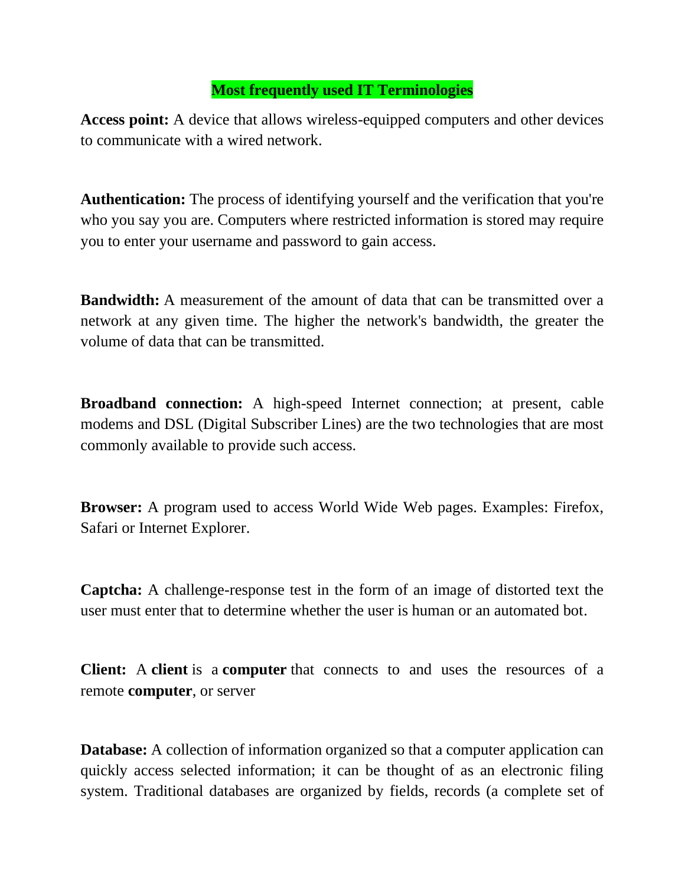# Most frequently used IT Terminologies

**Access point:** A device that allows wireless-equipped computers and other devices to communicate with a wired network.

**Authentication:** The process of identifying yourself and the verification that you're who you say you are. Computers where restricted information is stored may require you to enter your username and password to gain access.

**Bandwidth:** A measurement of the amount of data that can be transmitted over a network at any given time. The higher the network's bandwidth, the greater the volume of data that can be transmitted.

**Broadband connection:** A high-speed Internet connection; at present, cable modems and DSL (Digital Subscriber Lines) are the two technologies that are most commonly available to provide such access.

**Browser:** A program used to access World Wide Web pages. Examples: Firefox, Safari or Internet Explorer.

**Captcha:** A challenge-response test in the form of an image of distorted text the user must enter that to determine whether the user is human or an automated bot.

**Client:** A **client** is a **computer** that connects to and uses the resources of a remote **computer**, or server

**Database:** A collection of information organized so that a computer application can quickly access selected information; it can be thought of as an electronic filing system. Traditional databases are organized by fields, records (a complete set of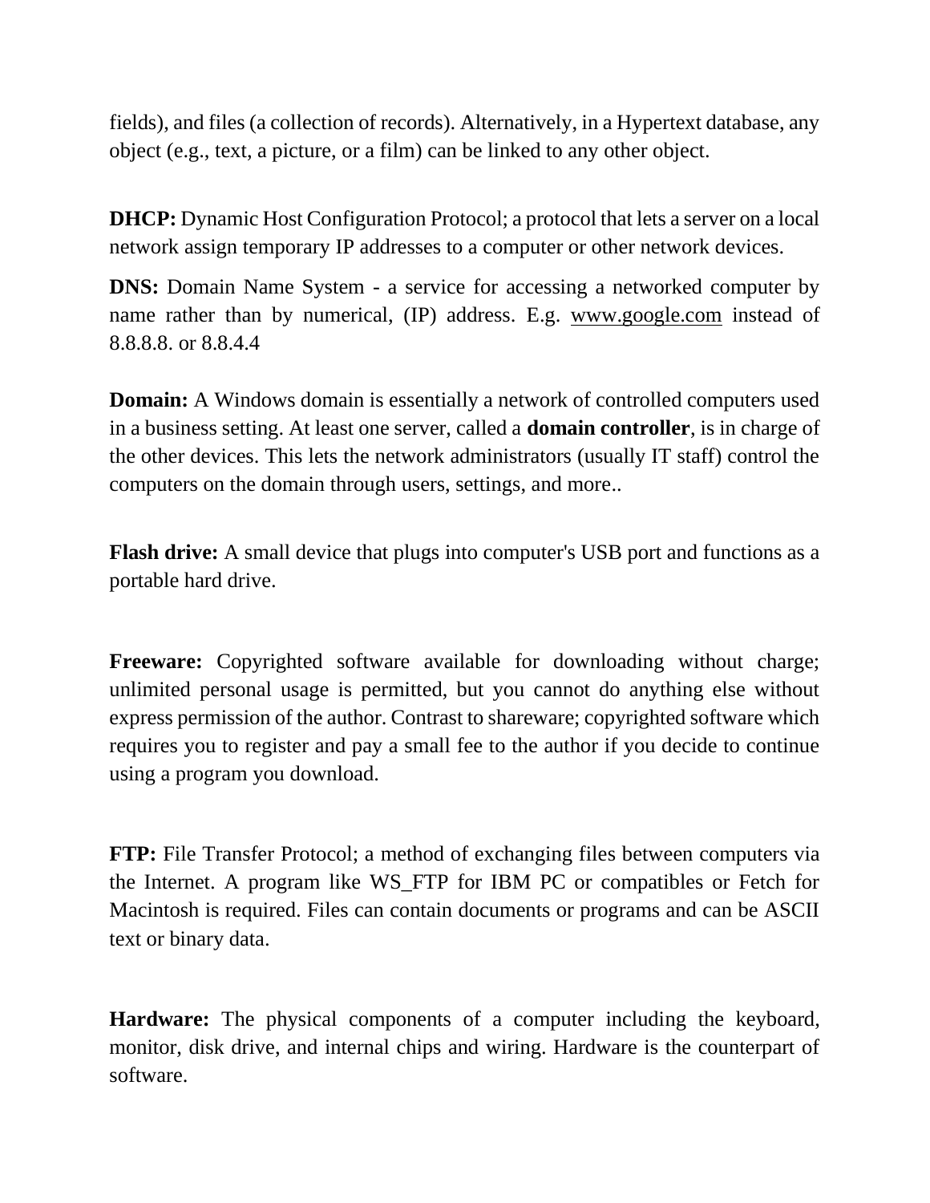fields), and files (a collection of records). Alternatively, in a Hypertext database, any object (e.g., text, a picture, or a film) can be linked to any other object.

**DHCP:** Dynamic Host Configuration Protocol; a protocol that lets a server on a local network assign temporary IP addresses to a computer or other network devices.

**DNS:** Domain Name System - a service for accessing a networked computer by name rather than by numerical, (IP) address. E.g. www.google.com instead of 8.8.8.8. or 8.8.4.4

**Domain:** A Windows domain is essentially a network of controlled computers used in a business setting. At least one server, called a **domain controller**, is in charge of the other devices. This lets the network administrators (usually IT staff) control the computers on the domain through users, settings, and more..

**Flash drive:** A small device that plugs into computer's USB port and functions as a portable hard drive.

**Freeware:** Copyrighted software available for downloading without charge; unlimited personal usage is permitted, but you cannot do anything else without express permission of the author. Contrast to shareware; copyrighted software which requires you to register and pay a small fee to the author if you decide to continue using a program you download.

**FTP:** File Transfer Protocol; a method of exchanging files between computers via the Internet. A program like WS_FTP for IBM PC or compatibles or Fetch for Macintosh is required. Files can contain documents or programs and can be ASCII text or binary data.

**Hardware:** The physical components of a computer including the keyboard, monitor, disk drive, and internal chips and wiring. Hardware is the counterpart of software.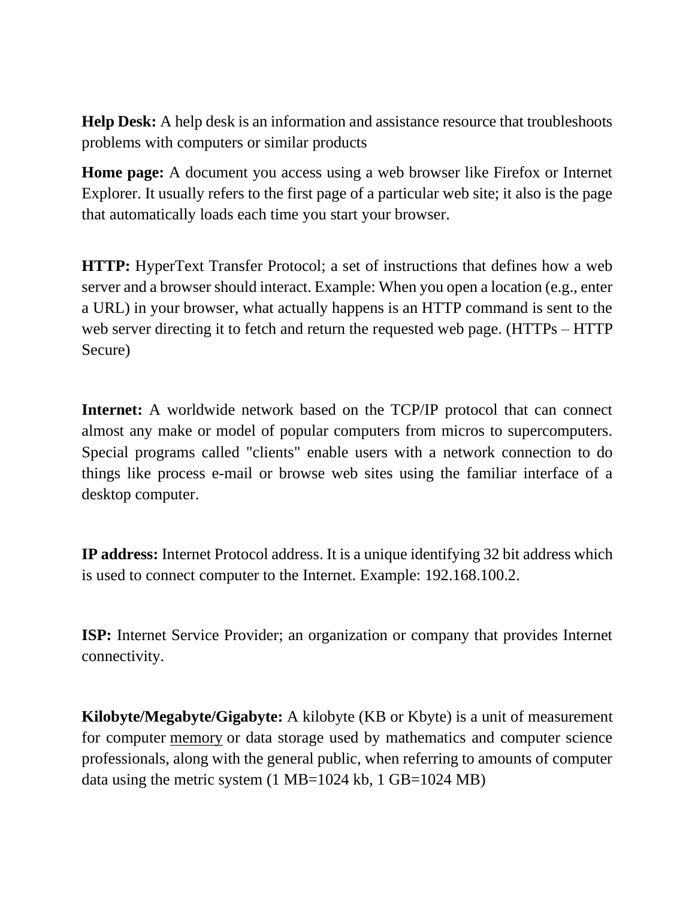**Help Desk:** A help desk is an information and assistance resource that troubleshoots problems with computers or similar products

**Home page:** A document you access using a web browser like Firefox or Internet Explorer. It usually refers to the first page of a particular web site; it also is the page that automatically loads each time you start your browser.

**HTTP:** HyperText Transfer Protocol; a set of instructions that defines how a web server and a browser should interact. Example: When you open a location (e.g., enter a URL) in your browser, what actually happens is an HTTP command is sent to the web server directing it to fetch and return the requested web page. (HTTPs – HTTP Secure)

**Internet:** A worldwide network based on the TCP/IP protocol that can connect almost any make or model of popular computers from micros to supercomputers. Special programs called "clients" enable users with a network connection to do things like process e-mail or browse web sites using the familiar interface of a desktop computer.

**IP address:** Internet Protocol address. It is a unique identifying 32 bit address which is used to connect computer to the Internet. Example: 192.168.100.2.

**ISP:** Internet Service Provider; an organization or company that provides Internet connectivity.

**Kilobyte/Megabyte/Gigabyte:** A kilobyte (KB or Kbyte) is a unit of measurement for computer memory or data storage used by mathematics and computer science professionals, along with the general public, when referring to amounts of computer data using the metric system (1 MB=1024 kb, 1 GB=1024 MB)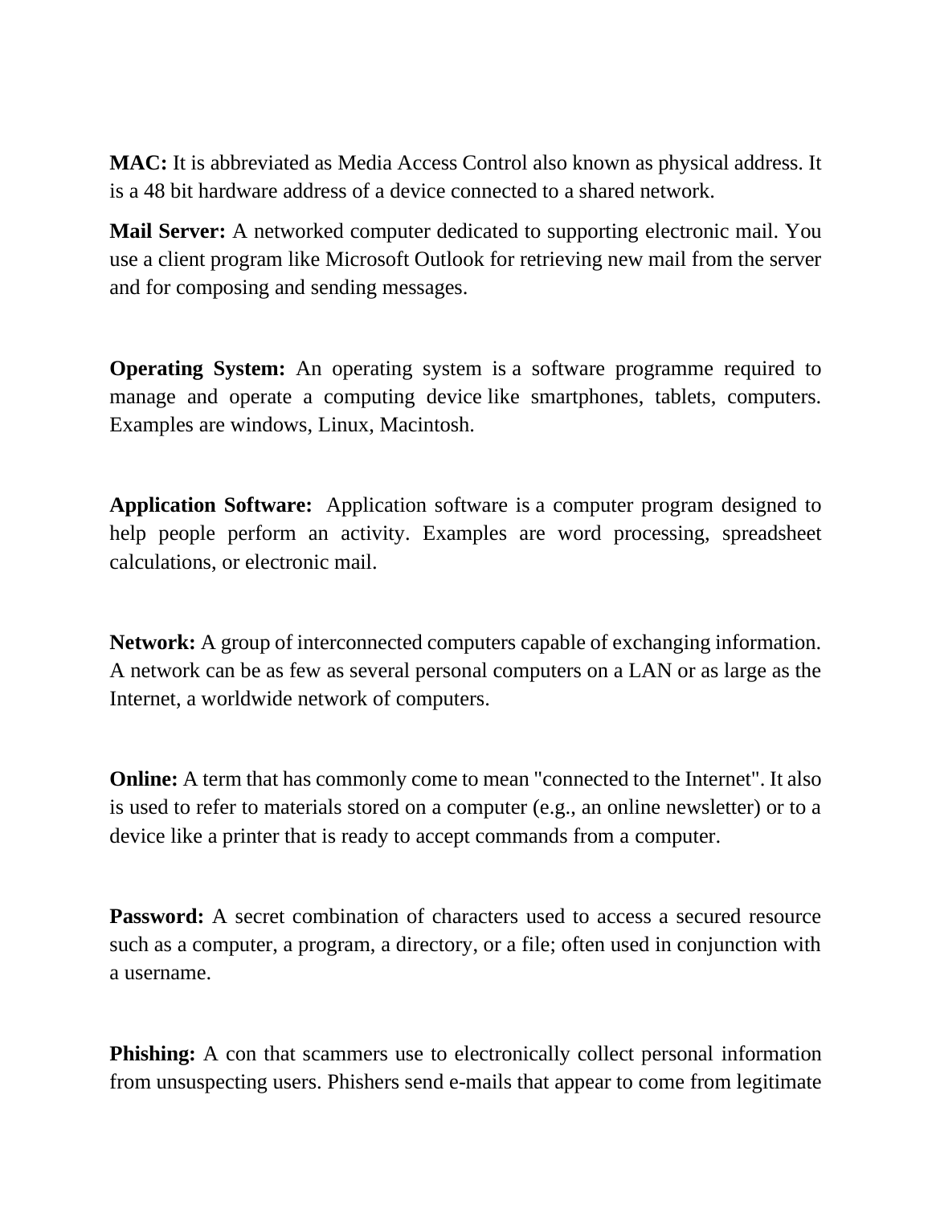**MAC:** It is abbreviated as Media Access Control also known as physical address. It is a 48 bit hardware address of a device connected to a shared network.

**Mail Server:** A networked computer dedicated to supporting electronic mail. You use a client program like Microsoft Outlook for retrieving new mail from the server and for composing and sending messages.

**Operating System:** An operating system is a software programme required to manage and operate a computing device like smartphones, tablets, computers. Examples are windows, Linux, Macintosh.

**Application Software:** Application software is a computer program designed to help people perform an activity. Examples are word processing, spreadsheet calculations, or electronic mail.

**Network:** A group of interconnected computers capable of exchanging information. A network can be as few as several personal computers on a LAN or as large as the Internet, a worldwide network of computers.

**Online:** A term that has commonly come to mean "connected to the Internet". It also is used to refer to materials stored on a computer (e.g., an online newsletter) or to a device like a printer that is ready to accept commands from a computer.

**Password:** A secret combination of characters used to access a secured resource such as a computer, a program, a directory, or a file; often used in conjunction with a username.

**Phishing:** A con that scammers use to electronically collect personal information from unsuspecting users. Phishers send e-mails that appear to come from legitimate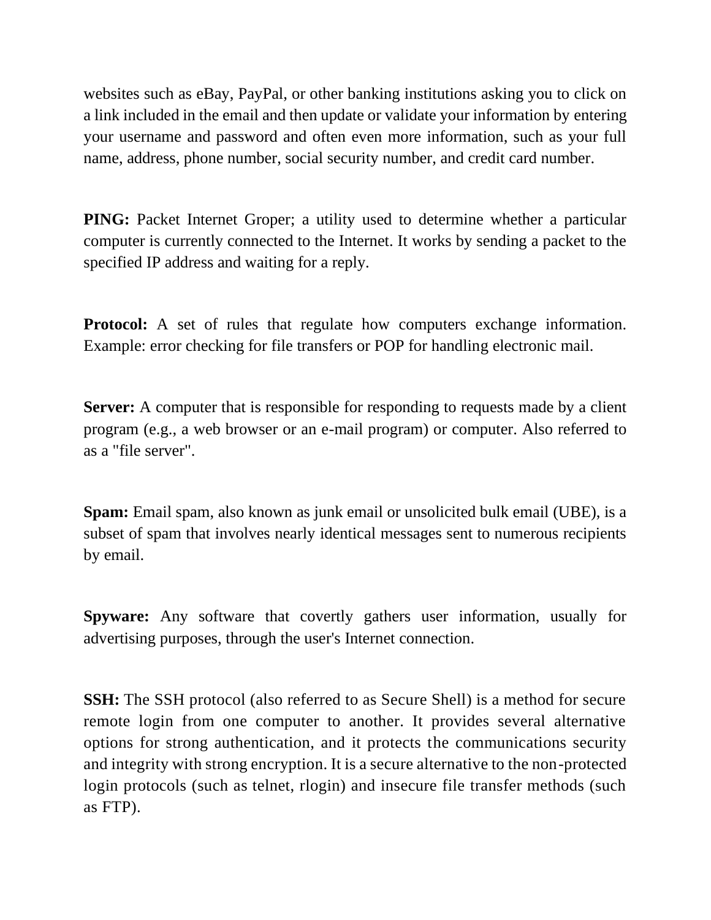websites such as eBay, PayPal, or other banking institutions asking you to click on a link included in the email and then update or validate your information by entering your username and password and often even more information, such as your full name, address, phone number, social security number, and credit card number.

**PING:** Packet Internet Groper; a utility used to determine whether a particular computer is currently connected to the Internet. It works by sending a packet to the specified IP address and waiting for a reply.

**Protocol:** A set of rules that regulate how computers exchange information. Example: error checking for file transfers or POP for handling electronic mail.

**Server:** A computer that is responsible for responding to requests made by a client program (e.g., a web browser or an e-mail program) or computer. Also referred to as a "file server".

**Spam:** Email spam, also known as junk email or unsolicited bulk email (UBE), is a subset of spam that involves nearly identical messages sent to numerous recipients by email.

**Spyware:** Any software that covertly gathers user information, usually for advertising purposes, through the user's Internet connection.

**SSH:** The SSH protocol (also referred to as Secure Shell) is a method for secure remote login from one computer to another. It provides several alternative options for strong authentication, and it protects the communications security and integrity with strong encryption. It is a secure alternative to the non-protected login protocols (such as telnet, rlogin) and insecure file transfer methods (such as FTP).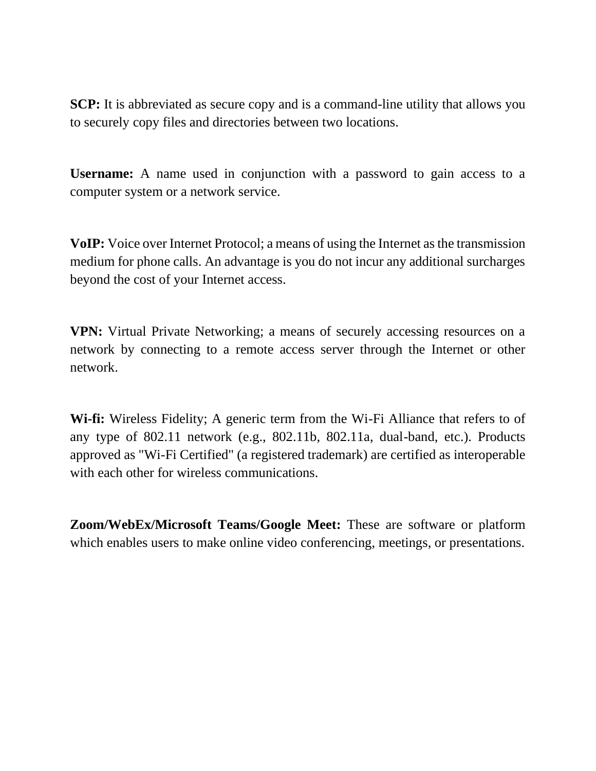**SCP:** It is abbreviated as secure copy and is a command-line utility that allows you to securely copy files and directories between two locations.

**Username:** A name used in conjunction with a password to gain access to a computer system or a network service.

**VoIP:** Voice over Internet Protocol; a means of using the Internet as the transmission medium for phone calls. An advantage is you do not incur any additional surcharges beyond the cost of your Internet access.

**VPN:** Virtual Private Networking; a means of securely accessing resources on a network by connecting to a remote access server through the Internet or other network.

**Wi-fi:** Wireless Fidelity; A generic term from the Wi-Fi Alliance that refers to of any type of 802.11 network (e.g., 802.11b, 802.11a, dual-band, etc.). Products approved as "Wi-Fi Certified" (a registered trademark) are certified as interoperable with each other for wireless communications.

**Zoom/WebEx/Microsoft Teams/Google Meet:** These are software or platform which enables users to make online video conferencing, meetings, or presentations.